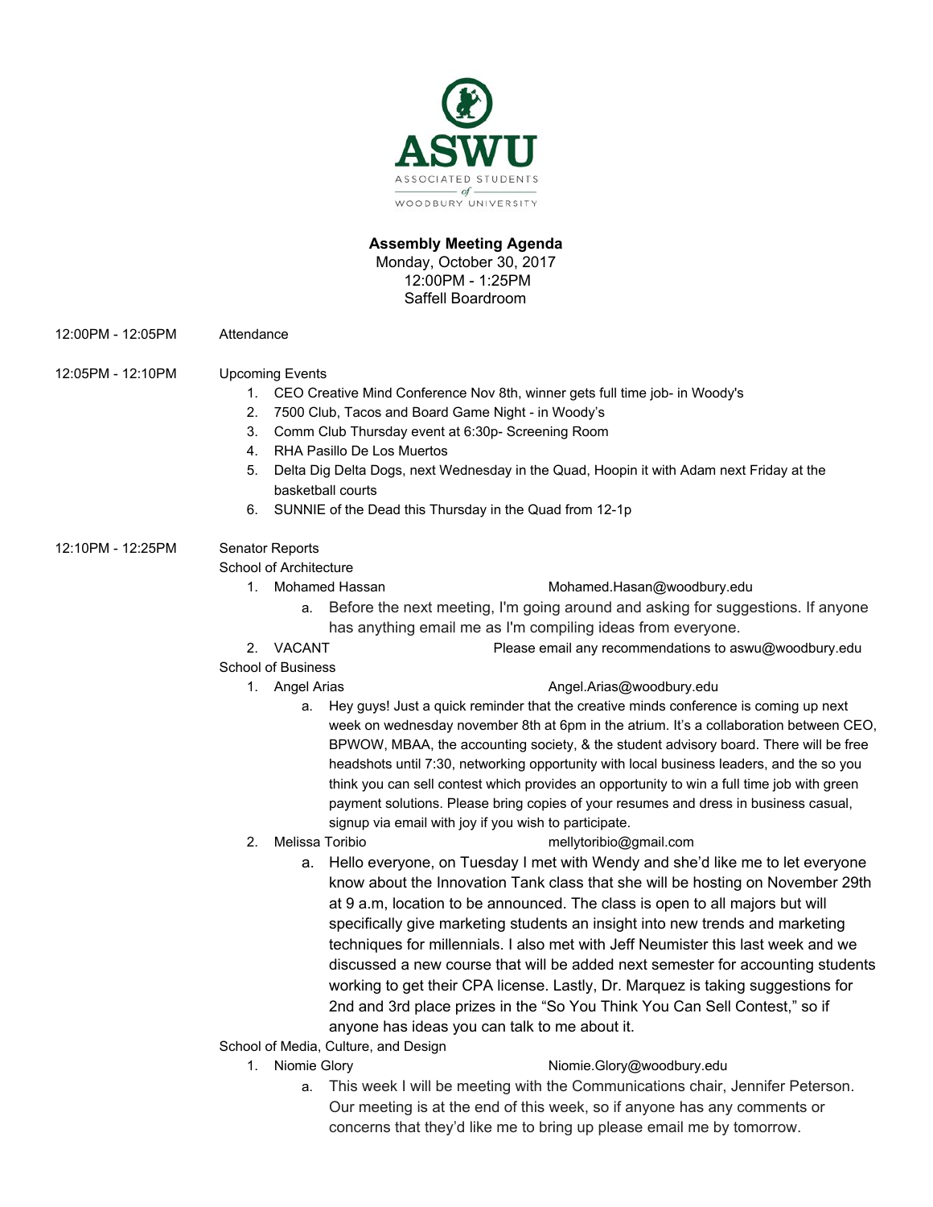ASWU

ASSOCIATED STUDENTS of WOODBURY UNIVERSITY

**Assembly Meeting Agenda**
Monday, October 30, 2017
12:00PM - 1:25PM
Saffell Boardroom

12:00PM - 12:05PM Attendance

12:05PM - 12:10PM Upcoming Events

1. CEO Creative Mind Conference Nov 8th, winner gets full time job- in Woody's
2. 7500 Club, Tacos and Board Game Night - in Woody's
3. Comm Club Thursday event at 6:30p- Screening Room
4. RHA Pasillo De Los Muertos
5. Delta Dig Delta Dogs, next Wednesday in the Quad, Hoopin it with Adam next Friday at the basketball courts
6. SUNNIE of the Dead this Thursday in the Quad from 12-1p

12:10PM - 12:25PM Senator Reports

School of Architecture

1. Mohamed Hassan Mohamed.Hasan@woodbury.edu
   a. Before the next meeting, I'm going around and asking for suggestions. If anyone has anything email me as I'm compiling ideas from everyone.
2. VACANT Please email any recommendations to aswu@woodbury.edu

School of Business

1. Angel Arias Angel.Arias@woodbury.edu
   a. Hey guys! Just a quick reminder that the creative minds conference is coming up next week on wednesday november 8th at 6pm in the atrium. It's a collaboration between CEO, BPWOW, MBAA, the accounting society, & the student advisory board. There will be free headshots until 7:30, networking opportunity with local business leaders, and the so you think you can sell contest which provides an opportunity to win a full time job with green payment solutions. Please bring copies of your resumes and dress in business casual, signup via email with joy if you wish to participate.
2. Melissa Toribio mellytoribio@gmail.com
   a. Hello everyone, on Tuesday I met with Wendy and she'd like me to let everyone know about the Innovation Tank class that she will be hosting on November 29th at 9 a.m, location to be announced. The class is open to all majors but will specifically give marketing students an insight into new trends and marketing techniques for millennials. I also met with Jeff Neumister this last week and we discussed a new course that will be added next semester for accounting students working to get their CPA license. Lastly, Dr. Marquez is taking suggestions for 2nd and 3rd place prizes in the "So You Think You Can Sell Contest," so if anyone has ideas you can talk to me about it.

School of Media, Culture, and Design

1. Niomie Glory Niomie.Glory@woodbury.edu
   a. This week I will be meeting with the Communications chair, Jennifer Peterson. Our meeting is at the end of this week, so if anyone has any comments or concerns that they'd like me to bring up please email me by tomorrow.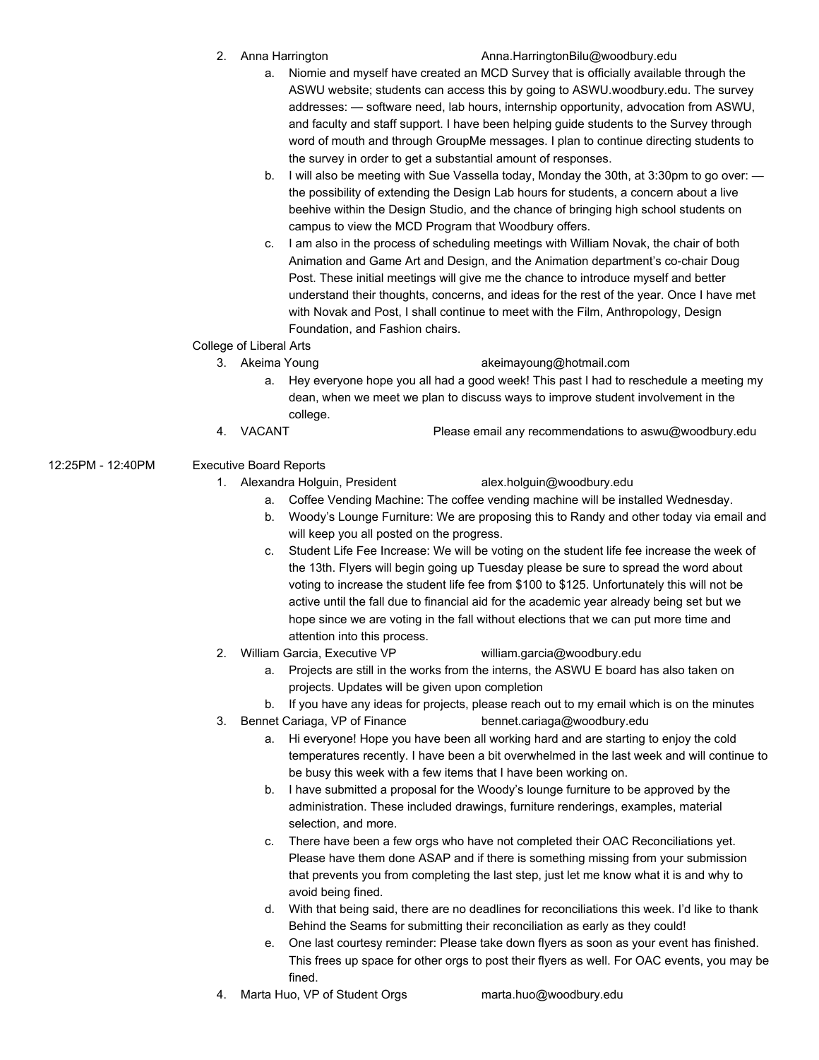2. Anna Harrington Anna.HarringtonBilu@woodbury.edu
    a. Niomie and myself have created an MCD Survey that is officially available through the ASWU website; students can access this by going to ASWU.woodbury.edu. The survey addresses: — software need, lab hours, internship opportunity, advocation from ASWU, and faculty and staff support. I have been helping guide students to the Survey through word of mouth and through GroupMe messages. I plan to continue directing students to the survey in order to get a substantial amount of responses.
    b. I will also be meeting with Sue Vassella today, Monday the 30th, at 3:30pm to go over: — the possibility of extending the Design Lab hours for students, a concern about a live beehive within the Design Studio, and the chance of bringing high school students on campus to view the MCD Program that Woodbury offers.
    c. I am also in the process of scheduling meetings with William Novak, the chair of both Animation and Game Art and Design, and the Animation department's co-chair Doug Post. These initial meetings will give me the chance to introduce myself and better understand their thoughts, concerns, and ideas for the rest of the year. Once I have met with Novak and Post, I shall continue to meet with the Film, Anthropology, Design Foundation, and Fashion chairs.

College of Liberal Arts

3. Akeima Young akeimayoung@hotmail.com
    a. Hey everyone hope you all had a good week! This past I had to reschedule a meeting my dean, when we meet we plan to discuss ways to improve student involvement in the college.
4. VACANT Please email any recommendations to aswu@woodbury.edu

12:25PM - 12:40PM Executive Board Reports

1. Alexandra Holguin, President alex.holguin@woodbury.edu
    a. Coffee Vending Machine: The coffee vending machine will be installed Wednesday.
    b. Woody's Lounge Furniture: We are proposing this to Randy and other today via email and will keep you all posted on the progress.
    c. Student Life Fee Increase: We will be voting on the student life fee increase the week of the 13th. Flyers will begin going up Tuesday please be sure to spread the word about voting to increase the student life fee from $100 to $125. Unfortunately this will not be active until the fall due to financial aid for the academic year already being set but we hope since we are voting in the fall without elections that we can put more time and attention into this process.
2. William Garcia, Executive VP william.garcia@woodbury.edu
    a. Projects are still in the works from the interns, the ASWU E board has also taken on projects. Updates will be given upon completion
    b. If you have any ideas for projects, please reach out to my email which is on the minutes
3. Bennet Cariaga, VP of Finance bennet.cariaga@woodbury.edu
    a. Hi everyone! Hope you have been all working hard and are starting to enjoy the cold temperatures recently. I have been a bit overwhelmed in the last week and will continue to be busy this week with a few items that I have been working on.
    b. I have submitted a proposal for the Woody's lounge furniture to be approved by the administration. These included drawings, furniture renderings, examples, material selection, and more.
    c. There have been a few orgs who have not completed their OAC Reconciliations yet. Please have them done ASAP and if there is something missing from your submission that prevents you from completing the last step, just let me know what it is and why to avoid being fined.
    d. With that being said, there are no deadlines for reconciliations this week. I'd like to thank Behind the Seams for submitting their reconciliation as early as they could!
    e. One last courtesy reminder: Please take down flyers as soon as your event has finished. This frees up space for other orgs to post their flyers as well. For OAC events, you may be fined.
4. Marta Huo, VP of Student Orgs marta.huo@woodbury.edu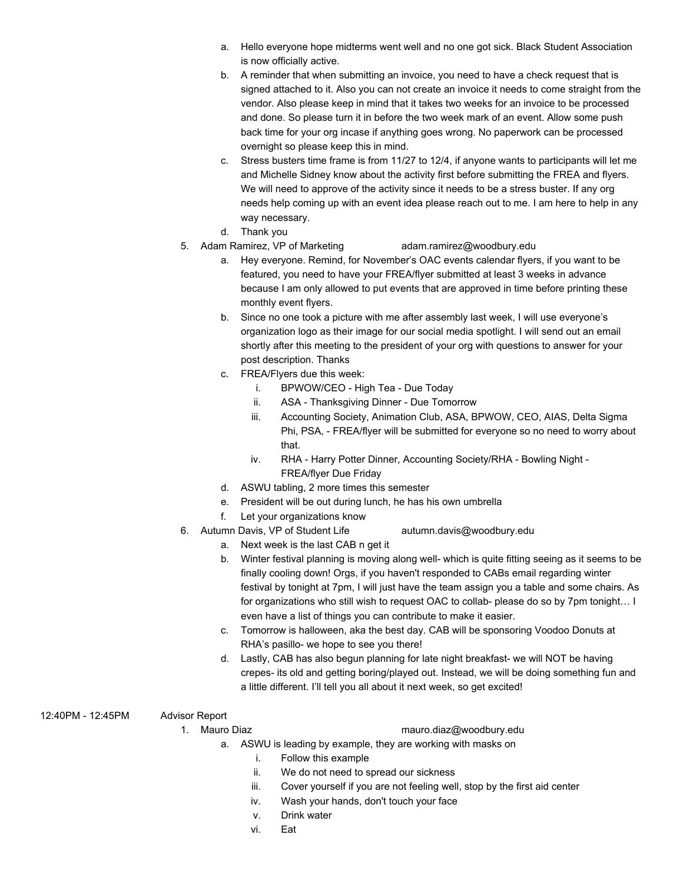a. Hello everyone hope midterms went well and no one got sick. Black Student Association is now officially active.
b. A reminder that when submitting an invoice, you need to have a check request that is signed attached to it. Also you can not create an invoice it needs to come straight from the vendor. Also please keep in mind that it takes two weeks for an invoice to be processed and done. So please turn it in before the two week mark of an event. Allow some push back time for your org incase if anything goes wrong. No paperwork can be processed overnight so please keep this in mind.
c. Stress busters time frame is from 11/27 to 12/4, if anyone wants to participants will let me and Michelle Sidney know about the activity first before submitting the FREA and flyers. We will need to approve of the activity since it needs to be a stress buster. If any org needs help coming up with an event idea please reach out to me. I am here to help in any way necessary.
d. Thank you

5. Adam Ramirez, VP of Marketing adam.ramirez@woodbury.edu
   a. Hey everyone. Remind, for November's OAC events calendar flyers, if you want to be featured, you need to have your FREA/flyer submitted at least 3 weeks in advance because I am only allowed to put events that are approved in time before printing these monthly event flyers.
   b. Since no one took a picture with me after assembly last week, I will use everyone's organization logo as their image for our social media spotlight. I will send out an email shortly after this meeting to the president of your org with questions to answer for your post description. Thanks
   c. FREA/Flyers due this week:
      i. BPWOW/CEO - High Tea - Due Today
      ii. ASA - Thanksgiving Dinner - Due Tomorrow
      iii. Accounting Society, Animation Club, ASA, BPWOW, CEO, AIAS, Delta Sigma Phi, PSA, - FREA/flyer will be submitted for everyone so no need to worry about that.
      iv. RHA - Harry Potter Dinner, Accounting Society/RHA - Bowling Night - FREA/flyer Due Friday
   d. ASWU tabling, 2 more times this semester
   e. President will be out during lunch, he has his own umbrella
   f. Let your organizations know
6. Autumn Davis, VP of Student Life autumn.davis@woodbury.edu
   a. Next week is the last CAB n get it
   b. Winter festival planning is moving along well- which is quite fitting seeing as it seems to be finally cooling down! Orgs, if you haven't responded to CABs email regarding winter festival by tonight at 7pm, I will just have the team assign you a table and some chairs. As for organizations who still wish to request OAC to collab- please do so by 7pm tonight… I even have a list of things you can contribute to make it easier.
   c. Tomorrow is halloween, aka the best day. CAB will be sponsoring Voodoo Donuts at RHA's pasillo- we hope to see you there!
   d. Lastly, CAB has also begun planning for late night breakfast- we will NOT be having crepes- its old and getting boring/played out. Instead, we will be doing something fun and a little different. I'll tell you all about it next week, so get excited!

12:40PM - 12:45PM Advisor Report

1. Mauro Diaz mauro.diaz@woodbury.edu
   a. ASWU is leading by example, they are working with masks on
      i. Follow this example
      ii. We do not need to spread our sickness
      iii. Cover yourself if you are not feeling well, stop by the first aid center
      iv. Wash your hands, don't touch your face
      v. Drink water
      vi. Eat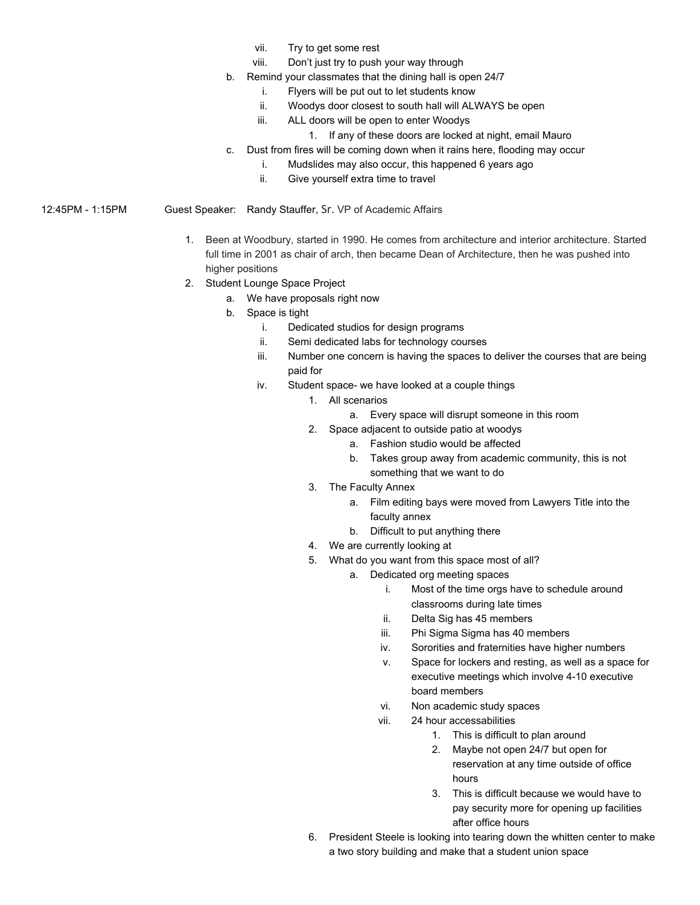vii. Try to get some rest
   viii. Don't just try to push your way through
 b. Remind your classmates that the dining hall is open 24/7
   i. Flyers will be put out to let students know
   ii. Woodys door closest to south hall will ALWAYS be open
   iii. ALL doors will be open to enter Woodys
     1. If any of these doors are locked at night, email Mauro
 c. Dust from fires will be coming down when it rains here, flooding may occur
   i. Mudslides may also occur, this happened 6 years ago
   ii. Give yourself extra time to travel

12:45PM - 1:15PM Guest Speaker: Randy Stauffer, Sr. VP of Academic Affairs

1. Been at Woodbury, started in 1990. He comes from architecture and interior architecture. Started full time in 2001 as chair of arch, then became Dean of Architecture, then he was pushed into higher positions
2. Student Lounge Space Project
   a. We have proposals right now
   b. Space is tight
      i. Dedicated studios for design programs
      ii. Semi dedicated labs for technology courses
      iii. Number one concern is having the spaces to deliver the courses that are being paid for
      iv. Student space- we have looked at a couple things
         1. All scenarios
            a. Every space will disrupt someone in this room
         2. Space adjacent to outside patio at woodys
            a. Fashion studio would be affected
            b. Takes group away from academic community, this is not something that we want to do
         3. The Faculty Annex
            a. Film editing bays were moved from Lawyers Title into the faculty annex
            b. Difficult to put anything there
         4. We are currently looking at
         5. What do you want from this space most of all?
            a. Dedicated org meeting spaces
               i. Most of the time orgs have to schedule around classrooms during late times
               ii. Delta Sig has 45 members
               iii. Phi Sigma Sigma has 40 members
               iv. Sororities and fraternities have higher numbers
               v. Space for lockers and resting, as well as a space for executive meetings which involve 4-10 executive board members
               vi. Non academic study spaces
               vii. 24 hour accessabilities
                  1. This is difficult to plan around
                  2. Maybe not open 24/7 but open for reservation at any time outside of office hours
                  3. This is difficult because we would have to pay security more for opening up facilities after office hours
         6. President Steele is looking into tearing down the whitten center to make a two story building and make that a student union space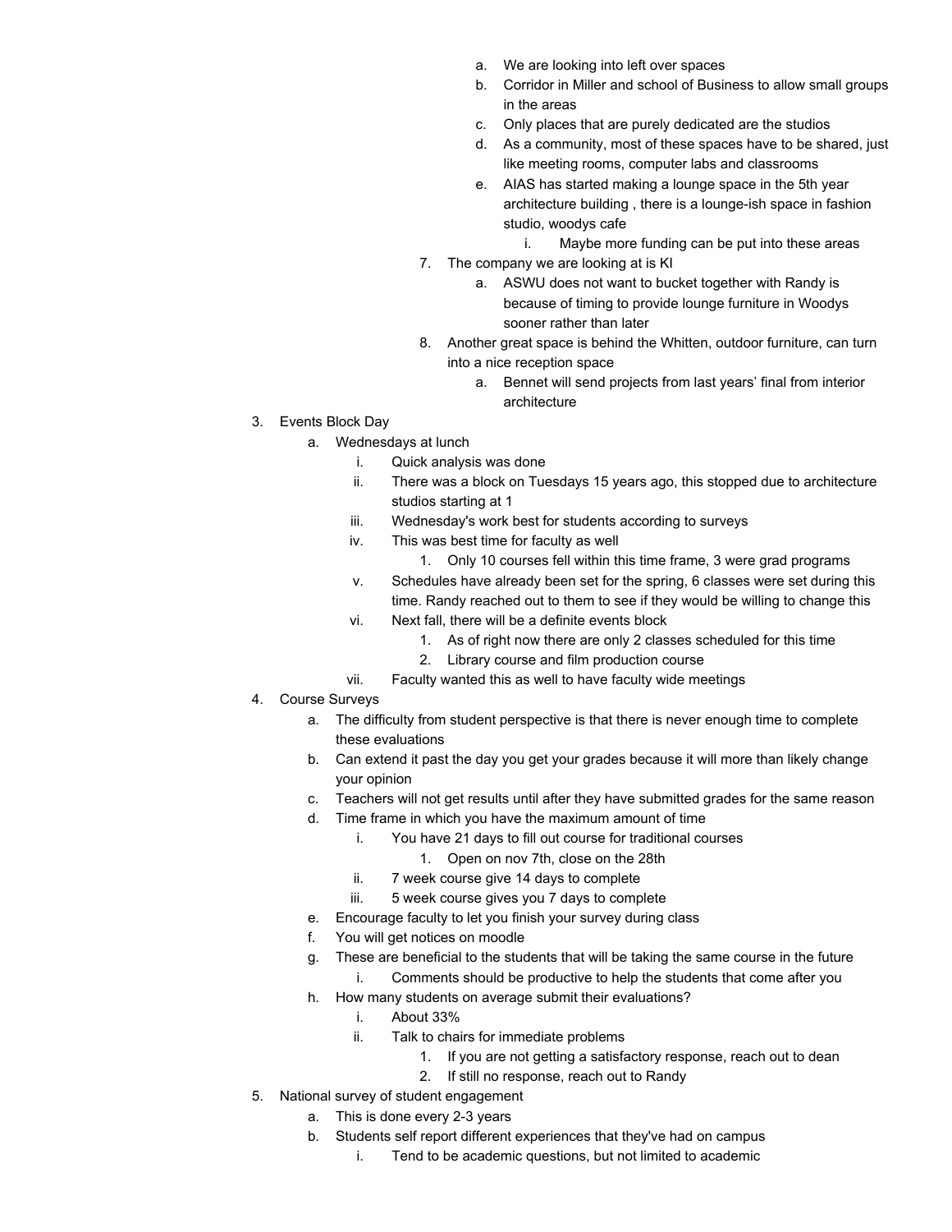a. We are looking into left over spaces
            b. Corridor in Miller and school of Business to allow small groups in the areas
            c. Only places that are purely dedicated are the studios
            d. As a community, most of these spaces have to be shared, just like meeting rooms, computer labs and classrooms
            e. AIAS has started making a lounge space in the 5th year architecture building , there is a lounge-ish space in fashion studio, woodys cafe
                i. Maybe more funding can be put into these areas
        7. The company we are looking at is KI
            a. ASWU does not want to bucket together with Randy is because of timing to provide lounge furniture in Woodys sooner rather than later
        8. Another great space is behind the Whitten, outdoor furniture, can turn into a nice reception space
            a. Bennet will send projects from last years' final from interior architecture

3. Events Block Day
    a. Wednesdays at lunch
        i. Quick analysis was done
        ii. There was a block on Tuesdays 15 years ago, this stopped due to architecture studios starting at 1
        iii. Wednesday's work best for students according to surveys
        iv. This was best time for faculty as well
            1. Only 10 courses fell within this time frame, 3 were grad programs
        v. Schedules have already been set for the spring, 6 classes were set during this time. Randy reached out to them to see if they would be willing to change this
        vi. Next fall, there will be a definite events block
            1. As of right now there are only 2 classes scheduled for this time
            2. Library course and film production course
        vii. Faculty wanted this as well to have faculty wide meetings
4. Course Surveys
    a. The difficulty from student perspective is that there is never enough time to complete these evaluations
    b. Can extend it past the day you get your grades because it will more than likely change your opinion
    c. Teachers will not get results until after they have submitted grades for the same reason
    d. Time frame in which you have the maximum amount of time
        i. You have 21 days to fill out course for traditional courses
            1. Open on nov 7th, close on the 28th
        ii. 7 week course give 14 days to complete
        iii. 5 week course gives you 7 days to complete
    e. Encourage faculty to let you finish your survey during class
    f. You will get notices on moodle
    g. These are beneficial to the students that will be taking the same course in the future
        i. Comments should be productive to help the students that come after you
    h. How many students on average submit their evaluations?
        i. About 33%
        ii. Talk to chairs for immediate problems
            1. If you are not getting a satisfactory response, reach out to dean
            2. If still no response, reach out to Randy
5. National survey of student engagement
    a. This is done every 2-3 years
    b. Students self report different experiences that they've had on campus
        i. Tend to be academic questions, but not limited to academic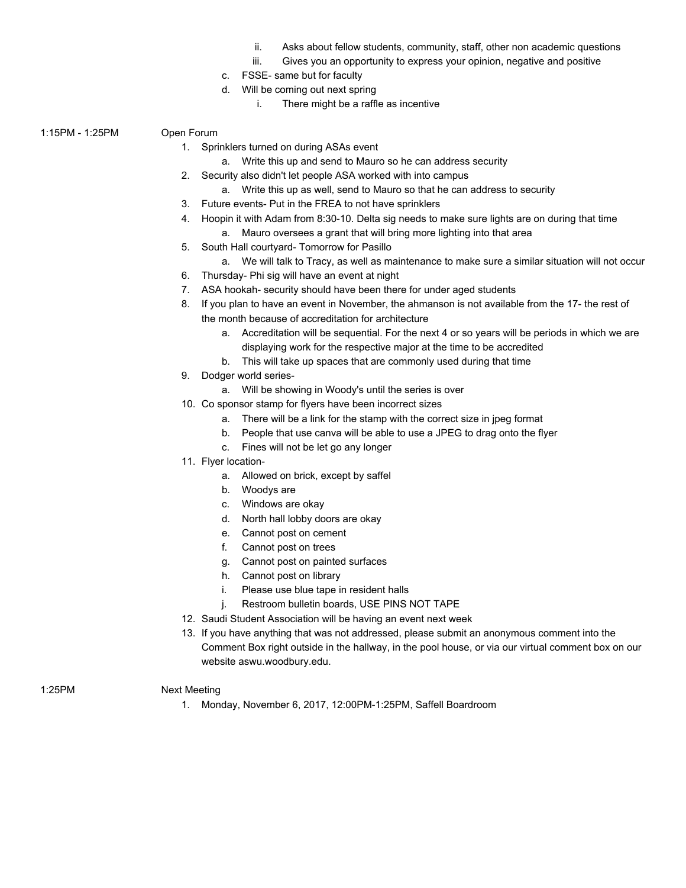- ii. Asks about fellow students, community, staff, other non academic questions
  - iii. Gives you an opportunity to express your opinion, negative and positive
- c. FSSE- same but for faculty
- d. Will be coming out next spring
  - i. There might be a raffle as incentive

1:15PM - 1:25PM **Open Forum**

1. Sprinklers turned on during ASAs event
   - a. Write this up and send to Mauro so he can address security
2. Security also didn't let people ASA worked with into campus
   - a. Write this up as well, send to Mauro so that he can address to security
3. Future events- Put in the FREA to not have sprinklers
4. Hoopin it with Adam from 8:30-10. Delta sig needs to make sure lights are on during that time
   - a. Mauro oversees a grant that will bring more lighting into that area
5. South Hall courtyard- Tomorrow for Pasillo
   - a. We will talk to Tracy, as well as maintenance to make sure a similar situation will not occur
6. Thursday- Phi sig will have an event at night
7. ASA hookah- security should have been there for under aged students
8. If you plan to have an event in November, the ahmanson is not available from the 17- the rest of the month because of accreditation for architecture
   - a. Accreditation will be sequential. For the next 4 or so years will be periods in which we are displaying work for the respective major at the time to be accredited
   - b. This will take up spaces that are commonly used during that time
9. Dodger world series-
   - a. Will be showing in Woody's until the series is over
10. Co sponsor stamp for flyers have been incorrect sizes
    - a. There will be a link for the stamp with the correct size in jpeg format
    - b. People that use canva will be able to use a JPEG to drag onto the flyer
    - c. Fines will not be let go any longer
11. Flyer location-
    - a. Allowed on brick, except by saffel
    - b. Woodys are
    - c. Windows are okay
    - d. North hall lobby doors are okay
    - e. Cannot post on cement
    - f. Cannot post on trees
    - g. Cannot post on painted surfaces
    - h. Cannot post on library
    - i. Please use blue tape in resident halls
    - j. Restroom bulletin boards, USE PINS NOT TAPE
12. Saudi Student Association will be having an event next week
13. If you have anything that was not addressed, please submit an anonymous comment into the Comment Box right outside in the hallway, in the pool house, or via our virtual comment box on our website aswu.woodbury.edu.

1:25PM **Next Meeting**

1. Monday, November 6, 2017, 12:00PM-1:25PM, Saffell Boardroom